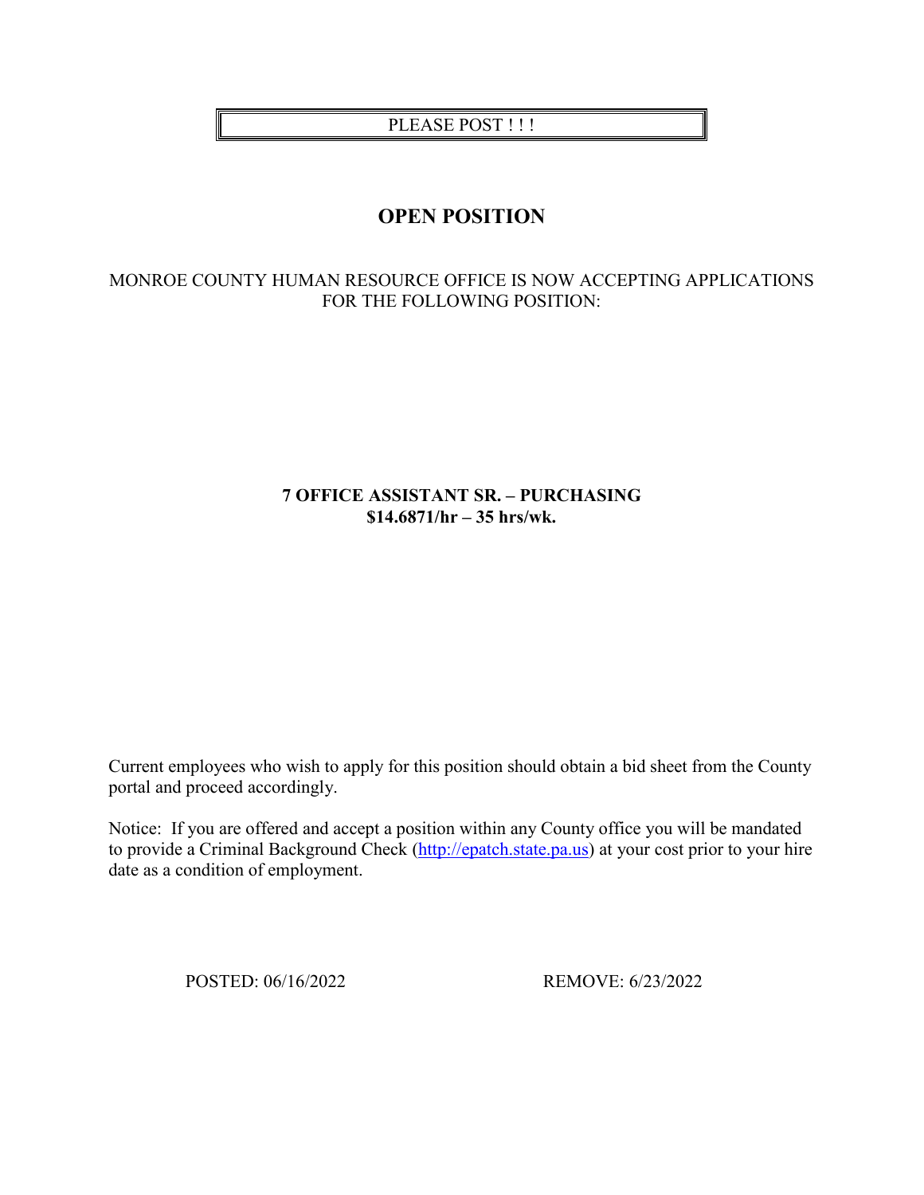PLEASE POST ! ! !

# OPEN POSITION

MONROE COUNTY HUMAN RESOURCE OFFICE IS NOW ACCEPTING APPLICATIONS FOR THE FOLLOWING POSITION:

**7 OFFICE ASSISTANT SR. – PURCHASING**
**$14.6871/hr – 35 hrs/wk.**

Current employees who wish to apply for this position should obtain a bid sheet from the County portal and proceed accordingly.

Notice: If you are offered and accept a position within any County office you will be mandated to provide a Criminal Background Check (http://epatch.state.pa.us) at your cost prior to your hire date as a condition of employment.

POSTED: 06/16/2022 REMOVE: 6/23/2022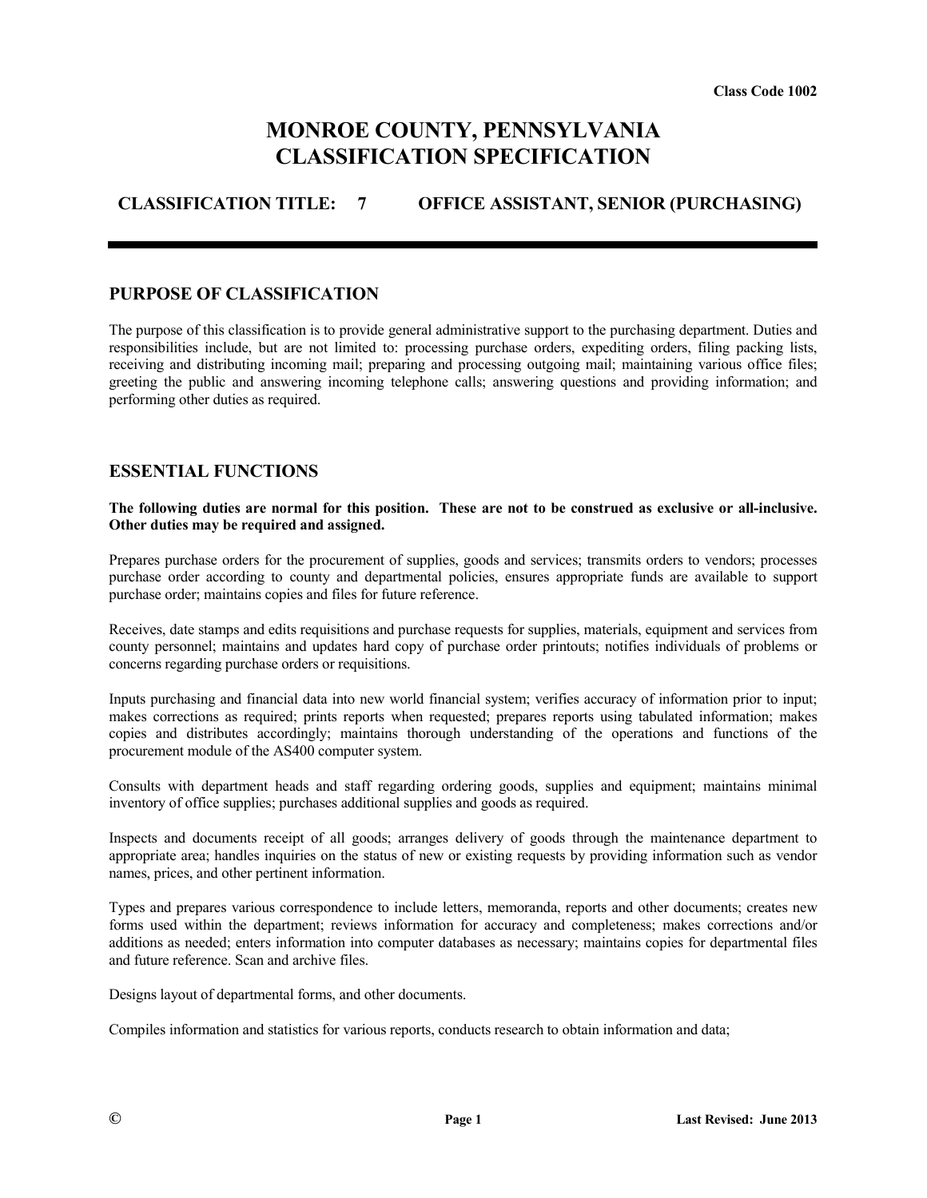Class Code 1002

# MONROE COUNTY, PENNSYLVANIA CLASSIFICATION SPECIFICATION

## CLASSIFICATION TITLE: 7 OFFICE ASSISTANT, SENIOR (PURCHASING)

---

## PURPOSE OF CLASSIFICATION

The purpose of this classification is to provide general administrative support to the purchasing department. Duties and responsibilities include, but are not limited to: processing purchase orders, expediting orders, filing packing lists, receiving and distributing incoming mail; preparing and processing outgoing mail; maintaining various office files; greeting the public and answering incoming telephone calls; answering questions and providing information; and performing other duties as required.

## ESSENTIAL FUNCTIONS

**The following duties are normal for this position. These are not to be construed as exclusive or all-inclusive. Other duties may be required and assigned.**

Prepares purchase orders for the procurement of supplies, goods and services; transmits orders to vendors; processes purchase order according to county and departmental policies, ensures appropriate funds are available to support purchase order; maintains copies and files for future reference.

Receives, date stamps and edits requisitions and purchase requests for supplies, materials, equipment and services from county personnel; maintains and updates hard copy of purchase order printouts; notifies individuals of problems or concerns regarding purchase orders or requisitions.

Inputs purchasing and financial data into new world financial system; verifies accuracy of information prior to input; makes corrections as required; prints reports when requested; prepares reports using tabulated information; makes copies and distributes accordingly; maintains thorough understanding of the operations and functions of the procurement module of the AS400 computer system.

Consults with department heads and staff regarding ordering goods, supplies and equipment; maintains minimal inventory of office supplies; purchases additional supplies and goods as required.

Inspects and documents receipt of all goods; arranges delivery of goods through the maintenance department to appropriate area; handles inquiries on the status of new or existing requests by providing information such as vendor names, prices, and other pertinent information.

Types and prepares various correspondence to include letters, memoranda, reports and other documents; creates new forms used within the department; reviews information for accuracy and completeness; makes corrections and/or additions as needed; enters information into computer databases as necessary; maintains copies for departmental files and future reference. Scan and archive files.

Designs layout of departmental forms, and other documents.

Compiles information and statistics for various reports, conducts research to obtain information and data;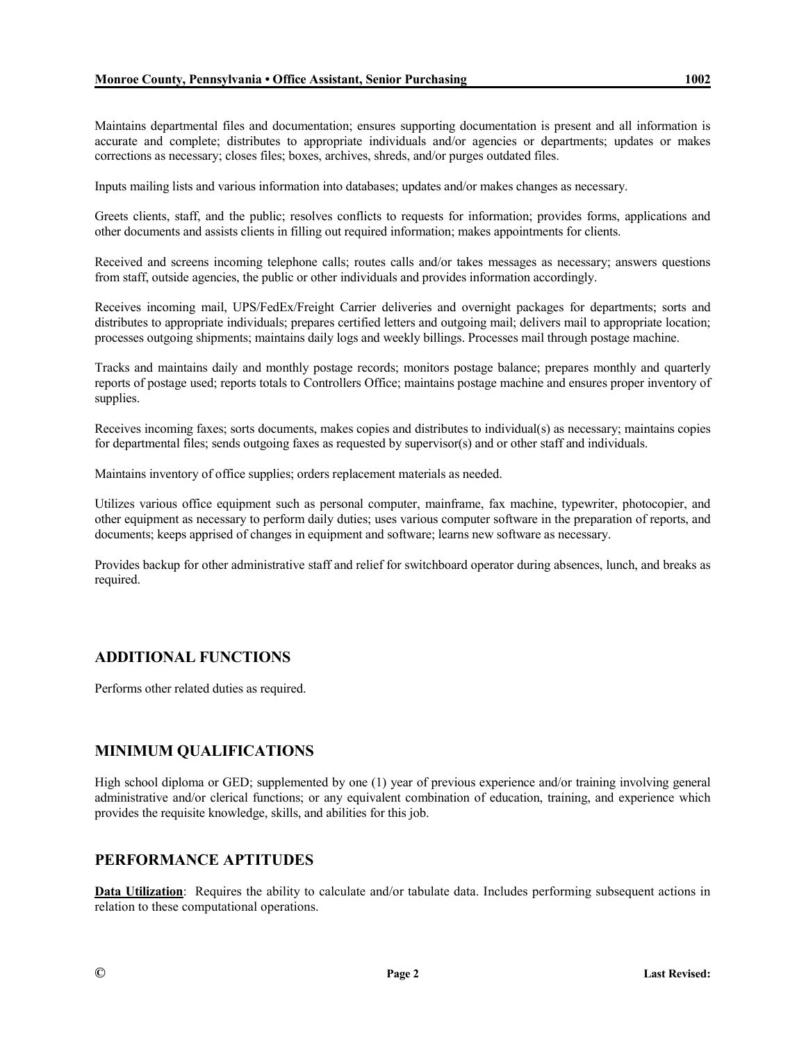Maintains departmental files and documentation; ensures supporting documentation is present and all information is accurate and complete; distributes to appropriate individuals and/or agencies or departments; updates or makes corrections as necessary; closes files; boxes, archives, shreds, and/or purges outdated files.

Inputs mailing lists and various information into databases; updates and/or makes changes as necessary.

Greets clients, staff, and the public; resolves conflicts to requests for information; provides forms, applications and other documents and assists clients in filling out required information; makes appointments for clients.

Received and screens incoming telephone calls; routes calls and/or takes messages as necessary; answers questions from staff, outside agencies, the public or other individuals and provides information accordingly.

Receives incoming mail, UPS/FedEx/Freight Carrier deliveries and overnight packages for departments; sorts and distributes to appropriate individuals; prepares certified letters and outgoing mail; delivers mail to appropriate location; processes outgoing shipments; maintains daily logs and weekly billings. Processes mail through postage machine.

Tracks and maintains daily and monthly postage records; monitors postage balance; prepares monthly and quarterly reports of postage used; reports totals to Controllers Office; maintains postage machine and ensures proper inventory of supplies.

Receives incoming faxes; sorts documents, makes copies and distributes to individual(s) as necessary; maintains copies for departmental files; sends outgoing faxes as requested by supervisor(s) and or other staff and individuals.

Maintains inventory of office supplies; orders replacement materials as needed.

Utilizes various office equipment such as personal computer, mainframe, fax machine, typewriter, photocopier, and other equipment as necessary to perform daily duties; uses various computer software in the preparation of reports, and documents; keeps apprised of changes in equipment and software; learns new software as necessary.

Provides backup for other administrative staff and relief for switchboard operator during absences, lunch, and breaks as required.

## ADDITIONAL FUNCTIONS

Performs other related duties as required.

## MINIMUM QUALIFICATIONS

High school diploma or GED; supplemented by one (1) year of previous experience and/or training involving general administrative and/or clerical functions; or any equivalent combination of education, training, and experience which provides the requisite knowledge, skills, and abilities for this job.

## PERFORMANCE APTITUDES

**Data Utilization**: Requires the ability to calculate and/or tabulate data. Includes performing subsequent actions in relation to these computational operations.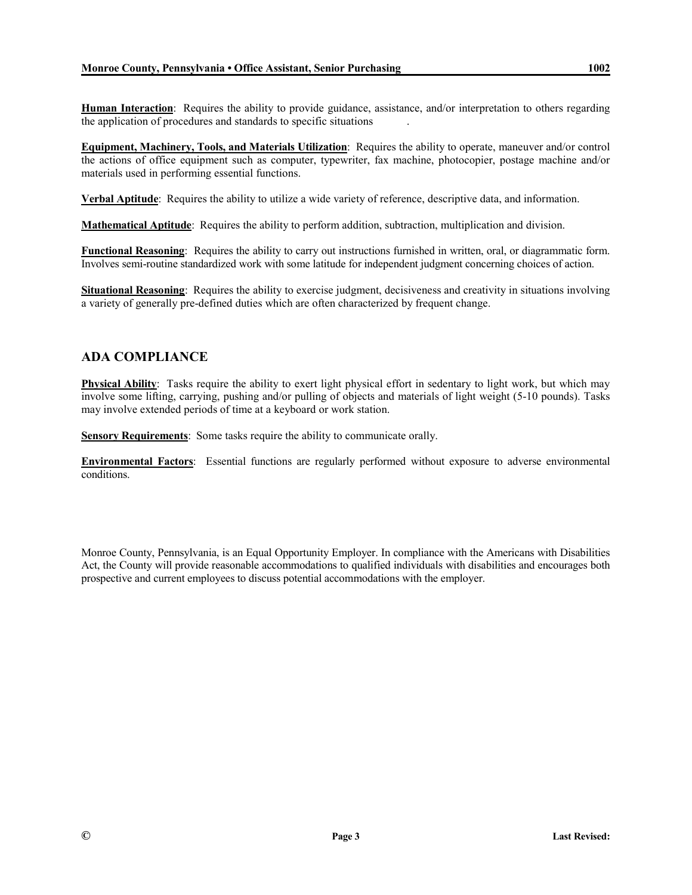**Human Interaction**: Requires the ability to provide guidance, assistance, and/or interpretation to others regarding the application of procedures and standards to specific situations .

**Equipment, Machinery, Tools, and Materials Utilization**: Requires the ability to operate, maneuver and/or control the actions of office equipment such as computer, typewriter, fax machine, photocopier, postage machine and/or materials used in performing essential functions.

**Verbal Aptitude**: Requires the ability to utilize a wide variety of reference, descriptive data, and information.

**Mathematical Aptitude**: Requires the ability to perform addition, subtraction, multiplication and division.

**Functional Reasoning**: Requires the ability to carry out instructions furnished in written, oral, or diagrammatic form. Involves semi-routine standardized work with some latitude for independent judgment concerning choices of action.

**Situational Reasoning**: Requires the ability to exercise judgment, decisiveness and creativity in situations involving a variety of generally pre-defined duties which are often characterized by frequent change.

## ADA COMPLIANCE

**Physical Ability**: Tasks require the ability to exert light physical effort in sedentary to light work, but which may involve some lifting, carrying, pushing and/or pulling of objects and materials of light weight (5-10 pounds). Tasks may involve extended periods of time at a keyboard or work station.

**Sensory Requirements**: Some tasks require the ability to communicate orally.

**Environmental Factors**: Essential functions are regularly performed without exposure to adverse environmental conditions.

Monroe County, Pennsylvania, is an Equal Opportunity Employer. In compliance with the Americans with Disabilities Act, the County will provide reasonable accommodations to qualified individuals with disabilities and encourages both prospective and current employees to discuss potential accommodations with the employer.